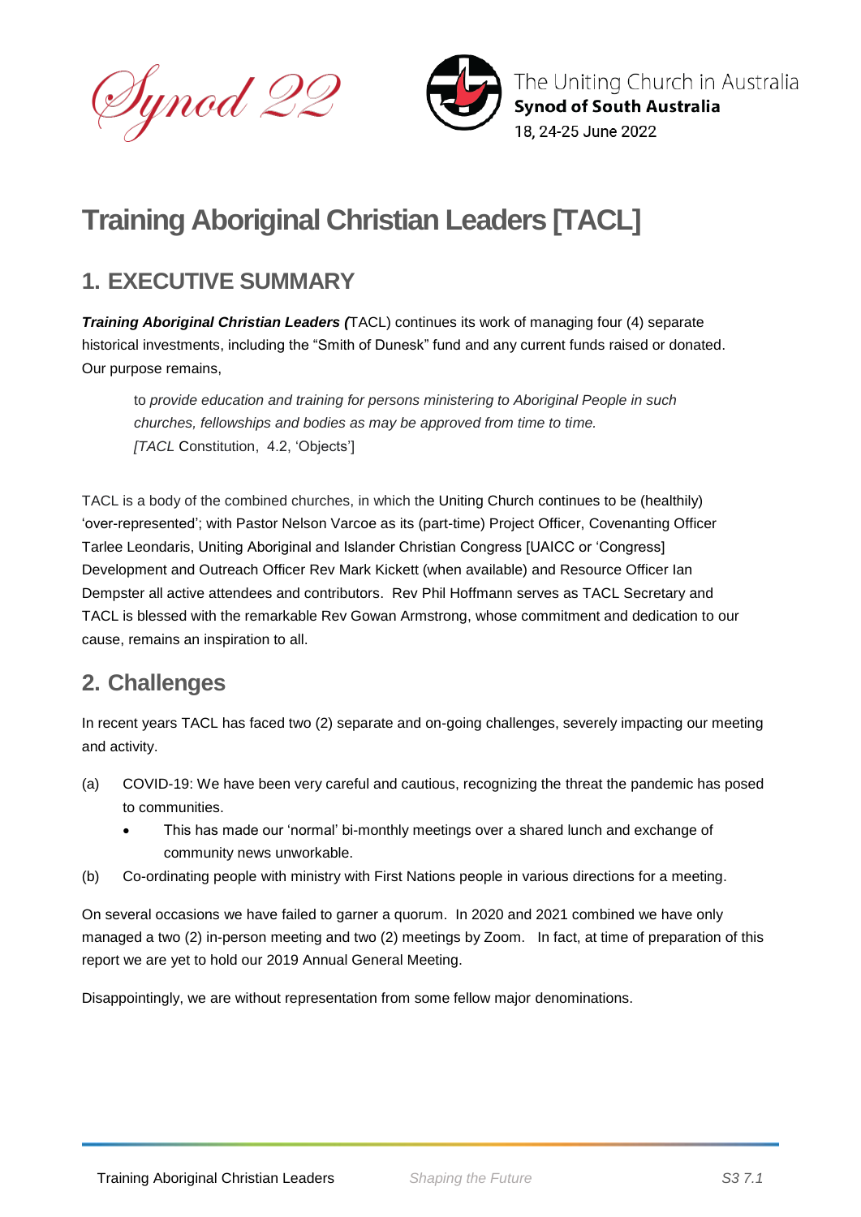Synod 22

The Uniting Church in Australia
**Synod of South Australia**
18, 24-25 June 2022

# Training Aboriginal Christian Leaders [TACL]

## 1. EXECUTIVE SUMMARY

***Training Aboriginal Christian Leaders (***TACL) continues its work of managing four (4) separate historical investments, including the "Smith of Dunesk" fund and any current funds raised or donated. Our purpose remains,

> to *provide education and training for persons ministering to Aboriginal People in such churches, fellowships and bodies as may be approved from time to time.*
> *[TACL* Constitution, 4.2, 'Objects']

TACL is a body of the combined churches, in which the Uniting Church continues to be (healthily) 'over-represented'; with Pastor Nelson Varcoe as its (part-time) Project Officer, Covenanting Officer Tarlee Leondaris, Uniting Aboriginal and Islander Christian Congress [UAICC or 'Congress] Development and Outreach Officer Rev Mark Kickett (when available) and Resource Officer Ian Dempster all active attendees and contributors. Rev Phil Hoffmann serves as TACL Secretary and TACL is blessed with the remarkable Rev Gowan Armstrong, whose commitment and dedication to our cause, remains an inspiration to all.

## 2. Challenges

In recent years TACL has faced two (2) separate and on-going challenges, severely impacting our meeting and activity.

(a) COVID-19: We have been very careful and cautious, recognizing the threat the pandemic has posed to communities.
- This has made our 'normal' bi-monthly meetings over a shared lunch and exchange of community news unworkable.

(b) Co-ordinating people with ministry with First Nations people in various directions for a meeting.

On several occasions we have failed to garner a quorum. In 2020 and 2021 combined we have only managed a two (2) in-person meeting and two (2) meetings by Zoom. In fact, at time of preparation of this report we are yet to hold our 2019 Annual General Meeting.

Disappointingly, we are without representation from some fellow major denominations.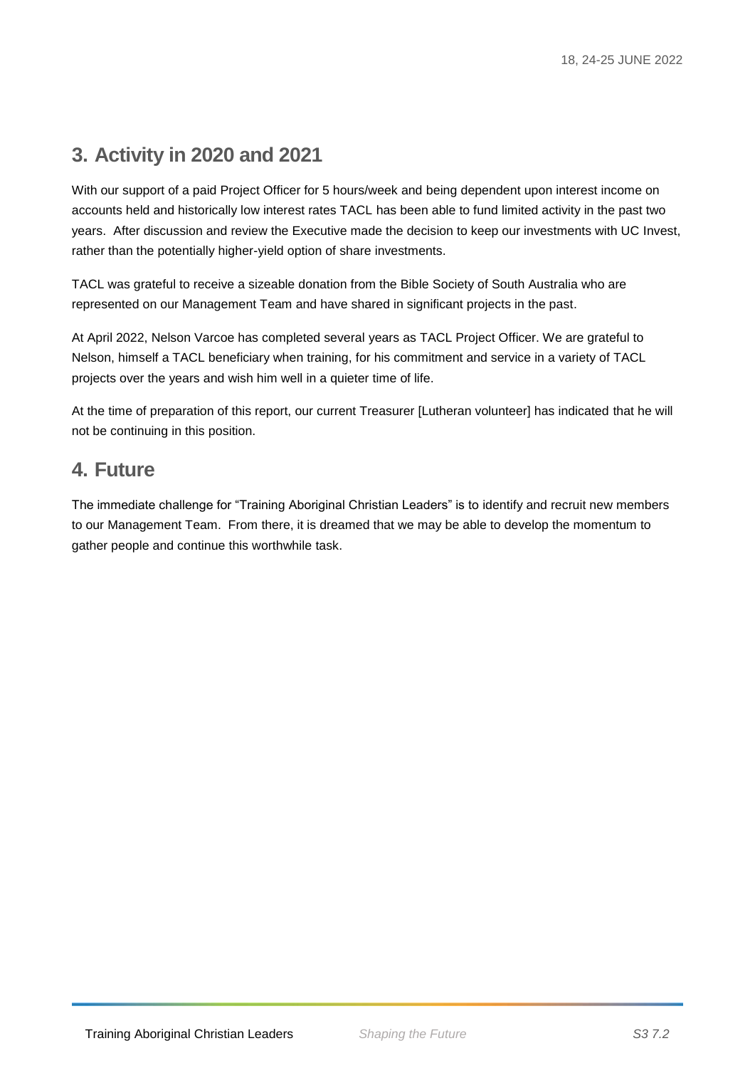## 3. Activity in 2020 and 2021

With our support of a paid Project Officer for 5 hours/week and being dependent upon interest income on accounts held and historically low interest rates TACL has been able to fund limited activity in the past two years. After discussion and review the Executive made the decision to keep our investments with UC Invest, rather than the potentially higher-yield option of share investments.

TACL was grateful to receive a sizeable donation from the Bible Society of South Australia who are represented on our Management Team and have shared in significant projects in the past.

At April 2022, Nelson Varcoe has completed several years as TACL Project Officer. We are grateful to Nelson, himself a TACL beneficiary when training, for his commitment and service in a variety of TACL projects over the years and wish him well in a quieter time of life.

At the time of preparation of this report, our current Treasurer [Lutheran volunteer] has indicated that he will not be continuing in this position.

## 4. Future

The immediate challenge for "Training Aboriginal Christian Leaders" is to identify and recruit new members to our Management Team. From there, it is dreamed that we may be able to develop the momentum to gather people and continue this worthwhile task.